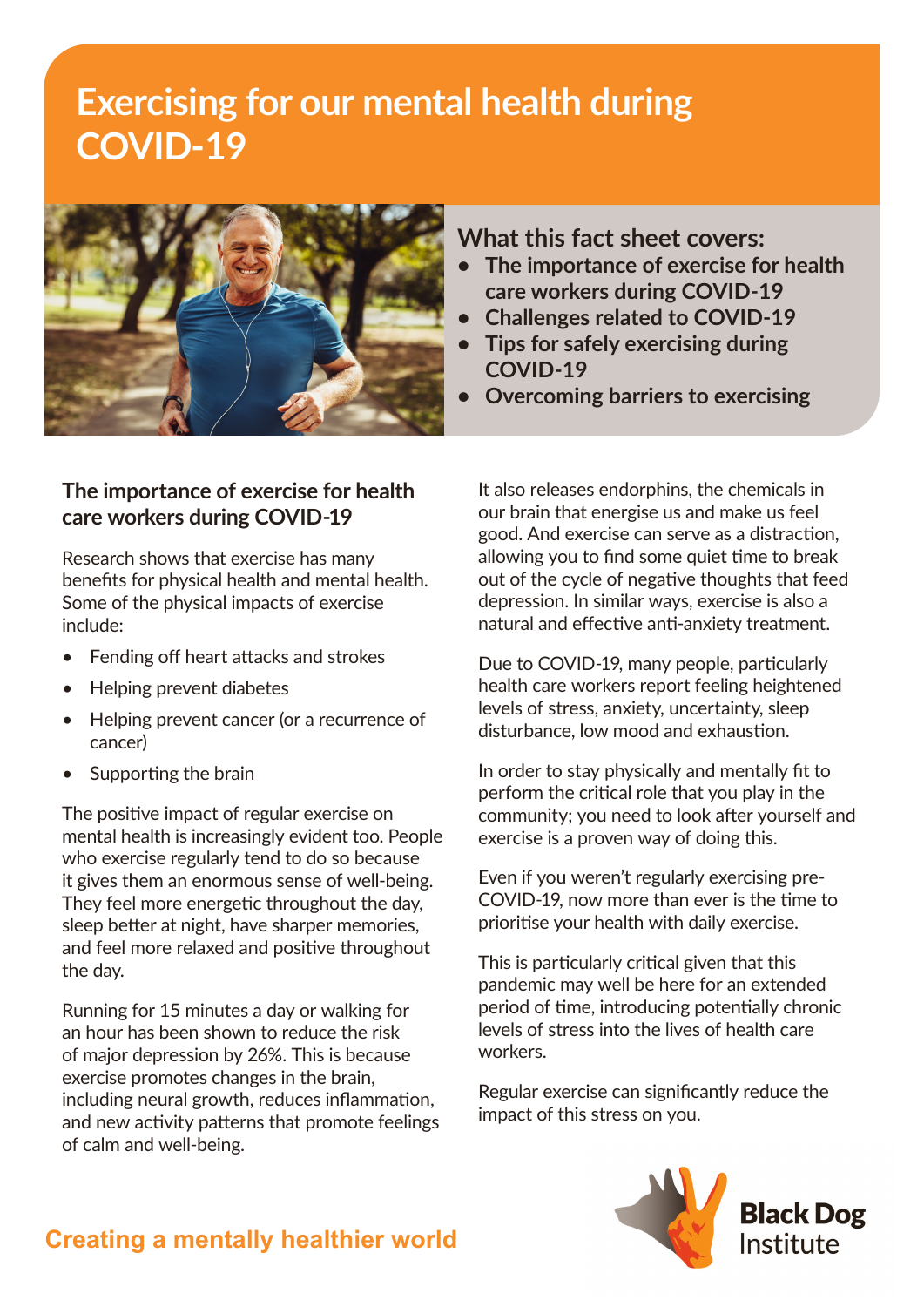# Exercising for our mental health during COVID-19

## What this fact sheet covers:

- The importance of exercise for health care workers during COVID-19
- Challenges related to COVID-19
- Tips for safely exercising during COVID-19
- Overcoming barriers to exercising

## The importance of exercise for health care workers during COVID-19

Research shows that exercise has many benefits for physical health and mental health. Some of the physical impacts of exercise include:

- Fending off heart attacks and strokes
- Helping prevent diabetes
- Helping prevent cancer (or a recurrence of cancer)
- Supporting the brain

The positive impact of regular exercise on mental health is increasingly evident too. People who exercise regularly tend to do so because it gives them an enormous sense of well-being. They feel more energetic throughout the day, sleep better at night, have sharper memories, and feel more relaxed and positive throughout the day.

Running for 15 minutes a day or walking for an hour has been shown to reduce the risk of major depression by 26%. This is because exercise promotes changes in the brain, including neural growth, reduces inflammation, and new activity patterns that promote feelings of calm and well-being.

It also releases endorphins, the chemicals in our brain that energise us and make us feel good. And exercise can serve as a distraction, allowing you to find some quiet time to break out of the cycle of negative thoughts that feed depression. In similar ways, exercise is also a natural and effective anti-anxiety treatment.

Due to COVID-19, many people, particularly health care workers report feeling heightened levels of stress, anxiety, uncertainty, sleep disturbance, low mood and exhaustion.

In order to stay physically and mentally fit to perform the critical role that you play in the community; you need to look after yourself and exercise is a proven way of doing this.

Even if you weren't regularly exercising pre-COVID-19, now more than ever is the time to prioritise your health with daily exercise.

This is particularly critical given that this pandemic may well be here for an extended period of time, introducing potentially chronic levels of stress into the lives of health care workers.

Regular exercise can significantly reduce the impact of this stress on you.

Creating a mentally healthier world

Black Dog Institute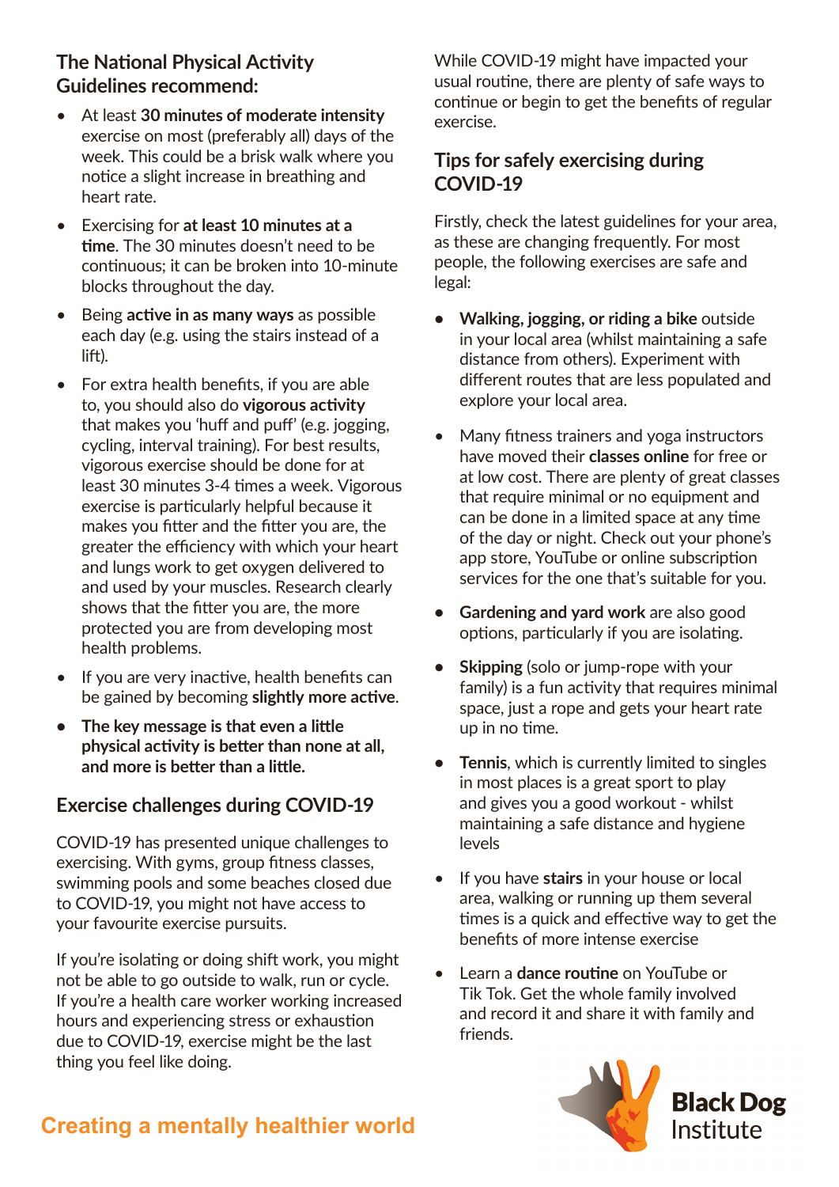## The National Physical Activity Guidelines recommend:

- At least **30 minutes of moderate intensity** exercise on most (preferably all) days of the week. This could be a brisk walk where you notice a slight increase in breathing and heart rate.
- Exercising for **at least 10 minutes at a time**. The 30 minutes doesn't need to be continuous; it can be broken into 10-minute blocks throughout the day.
- Being **active in as many ways** as possible each day (e.g. using the stairs instead of a lift).
- For extra health benefits, if you are able to, you should also do **vigorous activity** that makes you 'huff and puff' (e.g. jogging, cycling, interval training). For best results, vigorous exercise should be done for at least 30 minutes 3-4 times a week. Vigorous exercise is particularly helpful because it makes you fitter and the fitter you are, the greater the efficiency with which your heart and lungs work to get oxygen delivered to and used by your muscles. Research clearly shows that the fitter you are, the more protected you are from developing most health problems.
- If you are very inactive, health benefits can be gained by becoming **slightly more active**.
- **The key message is that even a little physical activity is better than none at all, and more is better than a little.**

## Exercise challenges during COVID-19

COVID-19 has presented unique challenges to exercising. With gyms, group fitness classes, swimming pools and some beaches closed due to COVID-19, you might not have access to your favourite exercise pursuits.

If you're isolating or doing shift work, you might not be able to go outside to walk, run or cycle. If you're a health care worker working increased hours and experiencing stress or exhaustion due to COVID-19, exercise might be the last thing you feel like doing.

While COVID-19 might have impacted your usual routine, there are plenty of safe ways to continue or begin to get the benefits of regular exercise.

## Tips for safely exercising during COVID-19

Firstly, check the latest guidelines for your area, as these are changing frequently. For most people, the following exercises are safe and legal:

- **Walking, jogging, or riding a bike** outside in your local area (whilst maintaining a safe distance from others). Experiment with different routes that are less populated and explore your local area.
- Many fitness trainers and yoga instructors have moved their **classes online** for free or at low cost. There are plenty of great classes that require minimal or no equipment and can be done in a limited space at any time of the day or night. Check out your phone's app store, YouTube or online subscription services for the one that's suitable for you.
- **Gardening and yard work** are also good options, particularly if you are isolating.
- **Skipping** (solo or jump-rope with your family) is a fun activity that requires minimal space, just a rope and gets your heart rate up in no time.
- **Tennis**, which is currently limited to singles in most places is a great sport to play and gives you a good workout - whilst maintaining a safe distance and hygiene levels
- If you have **stairs** in your house or local area, walking or running up them several times is a quick and effective way to get the benefits of more intense exercise
- Learn a **dance routine** on YouTube or Tik Tok. Get the whole family involved and record it and share it with family and friends.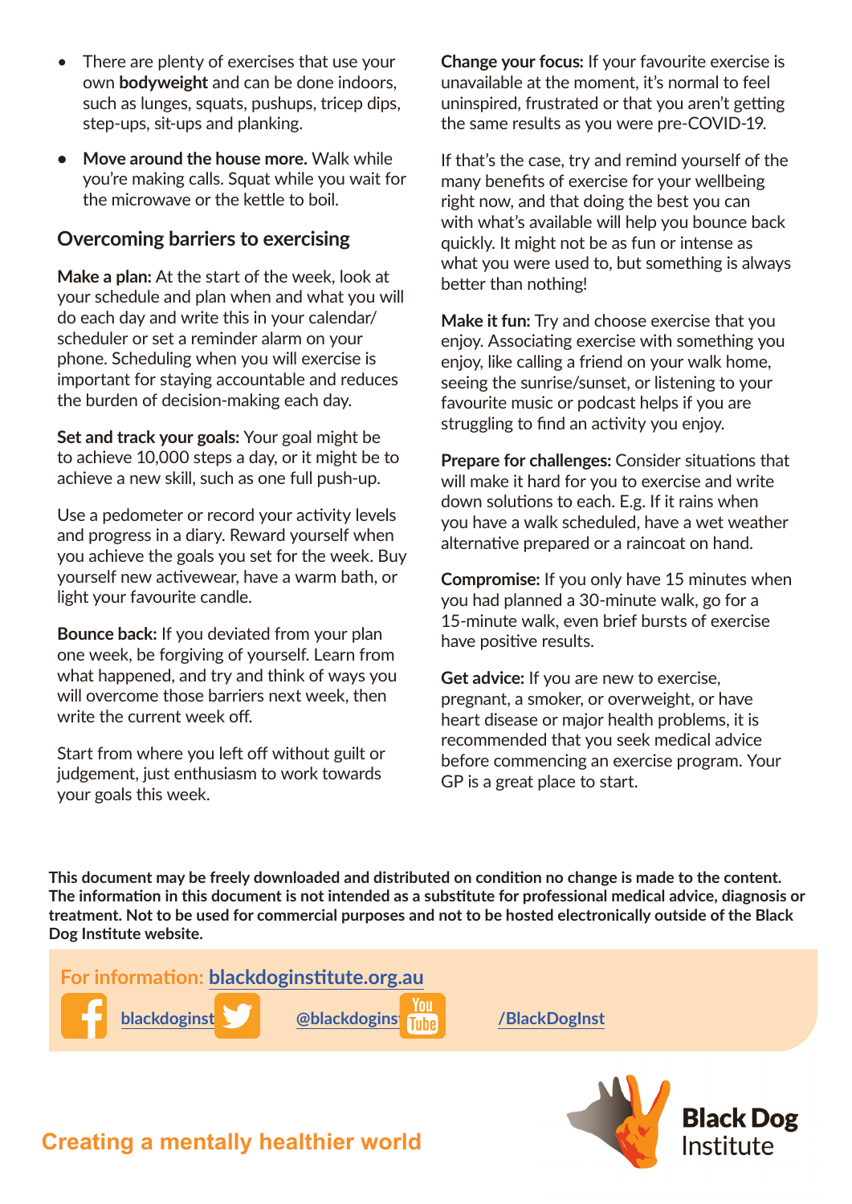- There are plenty of exercises that use your own **bodyweight** and can be done indoors, such as lunges, squats, pushups, tricep dips, step-ups, sit-ups and planking.
- **Move around the house more.** Walk while you're making calls. Squat while you wait for the microwave or the kettle to boil.

## Overcoming barriers to exercising

**Make a plan:** At the start of the week, look at your schedule and plan when and what you will do each day and write this in your calendar/scheduler or set a reminder alarm on your phone. Scheduling when you will exercise is important for staying accountable and reduces the burden of decision-making each day.

**Set and track your goals:** Your goal might be to achieve 10,000 steps a day, or it might be to achieve a new skill, such as one full push-up.

Use a pedometer or record your activity levels and progress in a diary. Reward yourself when you achieve the goals you set for the week. Buy yourself new activewear, have a warm bath, or light your favourite candle.

**Bounce back:** If you deviated from your plan one week, be forgiving of yourself. Learn from what happened, and try and think of ways you will overcome those barriers next week, then write the current week off.

Start from where you left off without guilt or judgement, just enthusiasm to work towards your goals this week.

**Change your focus:** If your favourite exercise is unavailable at the moment, it's normal to feel uninspired, frustrated or that you aren't getting the same results as you were pre-COVID-19.

If that's the case, try and remind yourself of the many benefits of exercise for your wellbeing right now, and that doing the best you can with what's available will help you bounce back quickly. It might not be as fun or intense as what you were used to, but something is always better than nothing!

**Make it fun:** Try and choose exercise that you enjoy. Associating exercise with something you enjoy, like calling a friend on your walk home, seeing the sunrise/sunset, or listening to your favourite music or podcast helps if you are struggling to find an activity you enjoy.

**Prepare for challenges:** Consider situations that will make it hard for you to exercise and write down solutions to each. E.g. If it rains when you have a walk scheduled, have a wet weather alternative prepared or a raincoat on hand.

**Compromise:** If you only have 15 minutes when you had planned a 30-minute walk, go for a 15-minute walk, even brief bursts of exercise have positive results.

**Get advice:** If you are new to exercise, pregnant, a smoker, or overweight, or have heart disease or major health problems, it is recommended that you seek medical advice before commencing an exercise program. Your GP is a great place to start.

**This document may be freely downloaded and distributed on condition no change is made to the content. The information in this document is not intended as a substitute for professional medical advice, diagnosis or treatment. Not to be used for commercial purposes and not to be hosted electronically outside of the Black Dog Institute website.**

For information: blackdoginstitute.org.au

blackdoginst @blackdoginst /BlackDogInst

Creating a mentally healthier world

Black Dog Institute